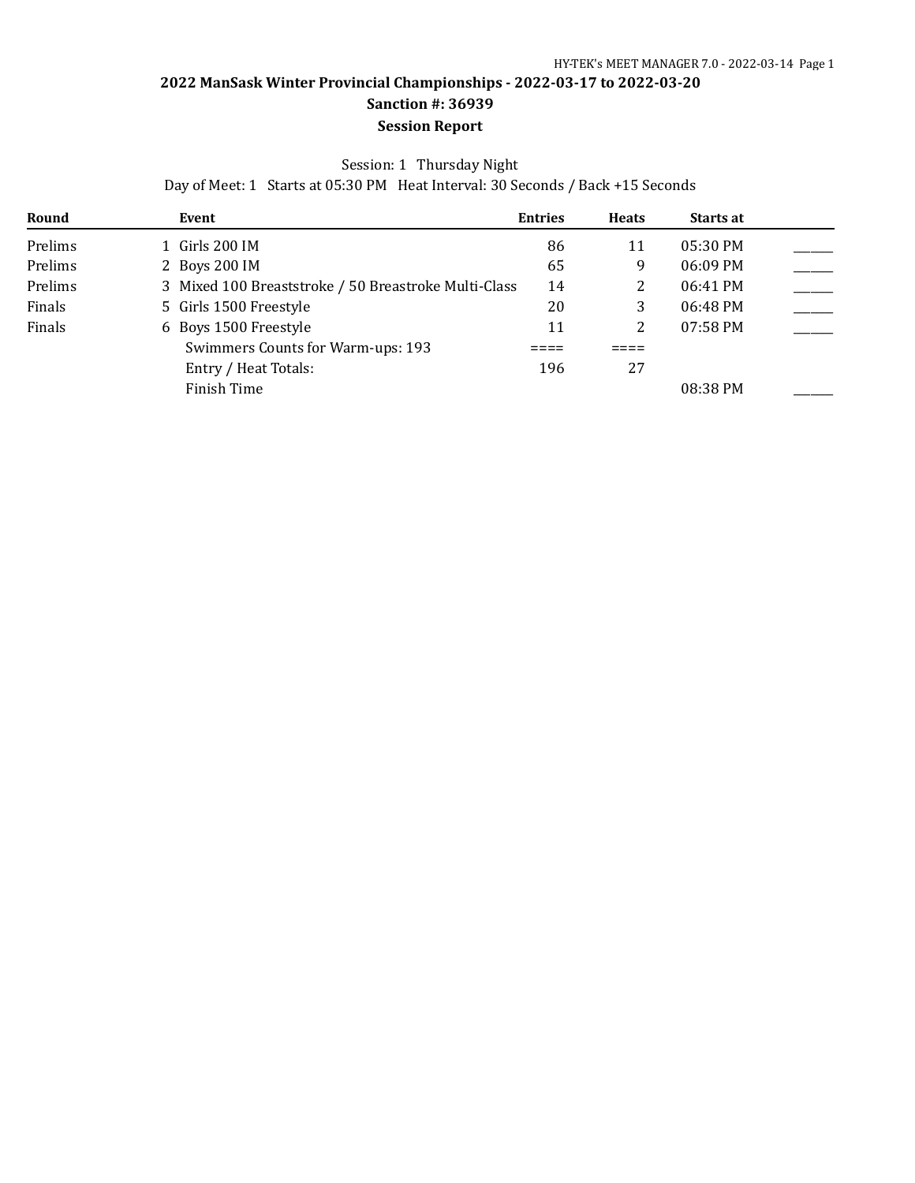# 2022 ManSask Winter Provincial Championships - 2022-03-17 to 2022-03-20

## Sanction #: 36939

## Session Report

Session: 1 Thursday Night

Day of Meet: 1 Starts at 05:30 PM Heat Interval: 30 Seconds / Back +15 Seconds

| Round | Event | Entries | Heats | Starts at | |
|---|---|---|---|---|---|
| Prelims | 1 Girls 200 IM | 86 | 11 | 05:30 PM | ______ |
| Prelims | 2 Boys 200 IM | 65 | 9 | 06:09 PM | ______ |
| Prelims | 3 Mixed 100 Breaststroke / 50 Breastroke Multi-Class | 14 | 2 | 06:41 PM | ______ |
| Finals | 5 Girls 1500 Freestyle | 20 | 3 | 06:48 PM | ______ |
| Finals | 6 Boys 1500 Freestyle | 11 | 2 | 07:58 PM | ______ |
| | Swimmers Counts for Warm-ups: 193 | ==== | ==== | | |
| | Entry / Heat Totals: | 196 | 27 | | |
| | Finish Time | | | 08:38 PM | ______ |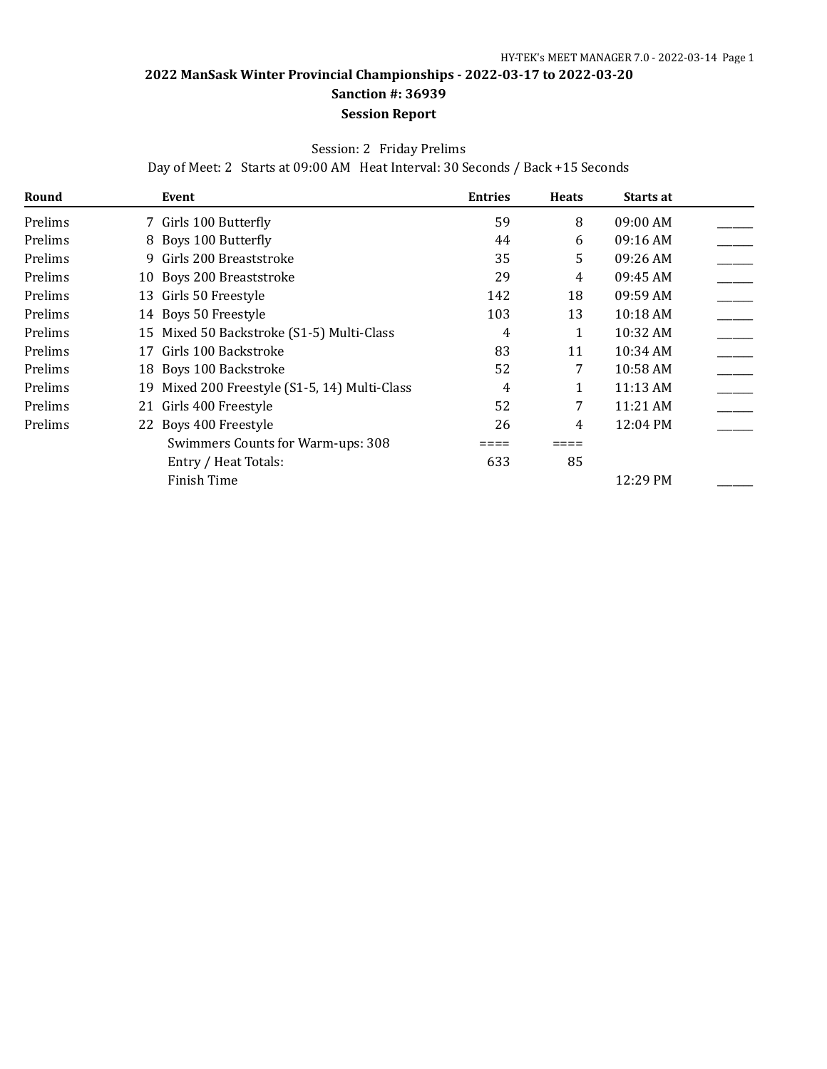## 2022 ManSask Winter Provincial Championships - 2022-03-17 to 2022-03-20

### Sanction #: 36939

### Session Report

Session: 2 Friday Prelims

Day of Meet: 2 Starts at 09:00 AM Heat Interval: 30 Seconds / Back +15 Seconds

| Round | Event | Entries | Heats | Starts at | |
|---|---|---|---|---|---|
| Prelims | 7 Girls 100 Butterfly | 59 | 8 | 09:00 AM | ______ |
| Prelims | 8 Boys 100 Butterfly | 44 | 6 | 09:16 AM | ______ |
| Prelims | 9 Girls 200 Breaststroke | 35 | 5 | 09:26 AM | ______ |
| Prelims | 10 Boys 200 Breaststroke | 29 | 4 | 09:45 AM | ______ |
| Prelims | 13 Girls 50 Freestyle | 142 | 18 | 09:59 AM | ______ |
| Prelims | 14 Boys 50 Freestyle | 103 | 13 | 10:18 AM | ______ |
| Prelims | 15 Mixed 50 Backstroke (S1-5) Multi-Class | 4 | 1 | 10:32 AM | ______ |
| Prelims | 17 Girls 100 Backstroke | 83 | 11 | 10:34 AM | ______ |
| Prelims | 18 Boys 100 Backstroke | 52 | 7 | 10:58 AM | ______ |
| Prelims | 19 Mixed 200 Freestyle (S1-5, 14) Multi-Class | 4 | 1 | 11:13 AM | ______ |
| Prelims | 21 Girls 400 Freestyle | 52 | 7 | 11:21 AM | ______ |
| Prelims | 22 Boys 400 Freestyle | 26 | 4 | 12:04 PM | ______ |
| | Swimmers Counts for Warm-ups: 308 | ==== | ==== | | |
| | Entry / Heat Totals: | 633 | 85 | | |
| | Finish Time | | | 12:29 PM | ______ |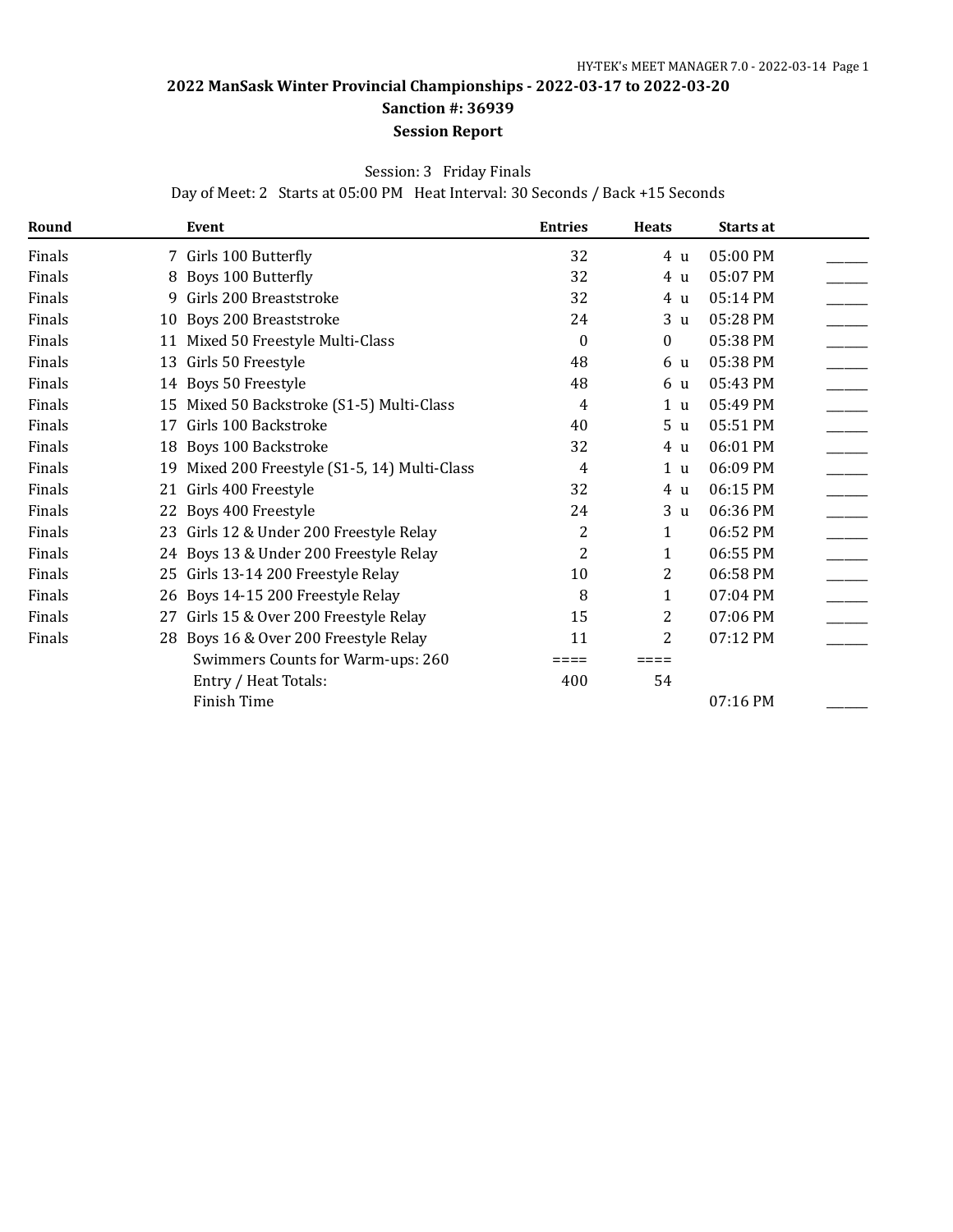# 2022 ManSask Winter Provincial Championships - 2022-03-17 to 2022-03-20

## Sanction #: 36939

## Session Report

Session: 3 Friday Finals

Day of Meet: 2 Starts at 05:00 PM Heat Interval: 30 Seconds / Back +15 Seconds

| Round | | Event | Entries | Heats | Starts at | |
|---|---|---|---|---|---|---|
| Finals | 7 | Girls 100 Butterfly | 32 | 4 u | 05:00 PM | ______ |
| Finals | 8 | Boys 100 Butterfly | 32 | 4 u | 05:07 PM | ______ |
| Finals | 9 | Girls 200 Breaststroke | 32 | 4 u | 05:14 PM | ______ |
| Finals | 10 | Boys 200 Breaststroke | 24 | 3 u | 05:28 PM | ______ |
| Finals | 11 | Mixed 50 Freestyle Multi-Class | 0 | 0 | 05:38 PM | ______ |
| Finals | 13 | Girls 50 Freestyle | 48 | 6 u | 05:38 PM | ______ |
| Finals | 14 | Boys 50 Freestyle | 48 | 6 u | 05:43 PM | ______ |
| Finals | 15 | Mixed 50 Backstroke (S1-5) Multi-Class | 4 | 1 u | 05:49 PM | ______ |
| Finals | 17 | Girls 100 Backstroke | 40 | 5 u | 05:51 PM | ______ |
| Finals | 18 | Boys 100 Backstroke | 32 | 4 u | 06:01 PM | ______ |
| Finals | 19 | Mixed 200 Freestyle (S1-5, 14) Multi-Class | 4 | 1 u | 06:09 PM | ______ |
| Finals | 21 | Girls 400 Freestyle | 32 | 4 u | 06:15 PM | ______ |
| Finals | 22 | Boys 400 Freestyle | 24 | 3 u | 06:36 PM | ______ |
| Finals | 23 | Girls 12 & Under 200 Freestyle Relay | 2 | 1 | 06:52 PM | ______ |
| Finals | 24 | Boys 13 & Under 200 Freestyle Relay | 2 | 1 | 06:55 PM | ______ |
| Finals | 25 | Girls 13-14 200 Freestyle Relay | 10 | 2 | 06:58 PM | ______ |
| Finals | 26 | Boys 14-15 200 Freestyle Relay | 8 | 1 | 07:04 PM | ______ |
| Finals | 27 | Girls 15 & Over 200 Freestyle Relay | 15 | 2 | 07:06 PM | ______ |
| Finals | 28 | Boys 16 & Over 200 Freestyle Relay | 11 | 2 | 07:12 PM | ______ |
| | | Swimmers Counts for Warm-ups: 260 | ==== | ==== | | |
| | | Entry / Heat Totals: | 400 | 54 | | |
| | | Finish Time | | | 07:16 PM | ______ |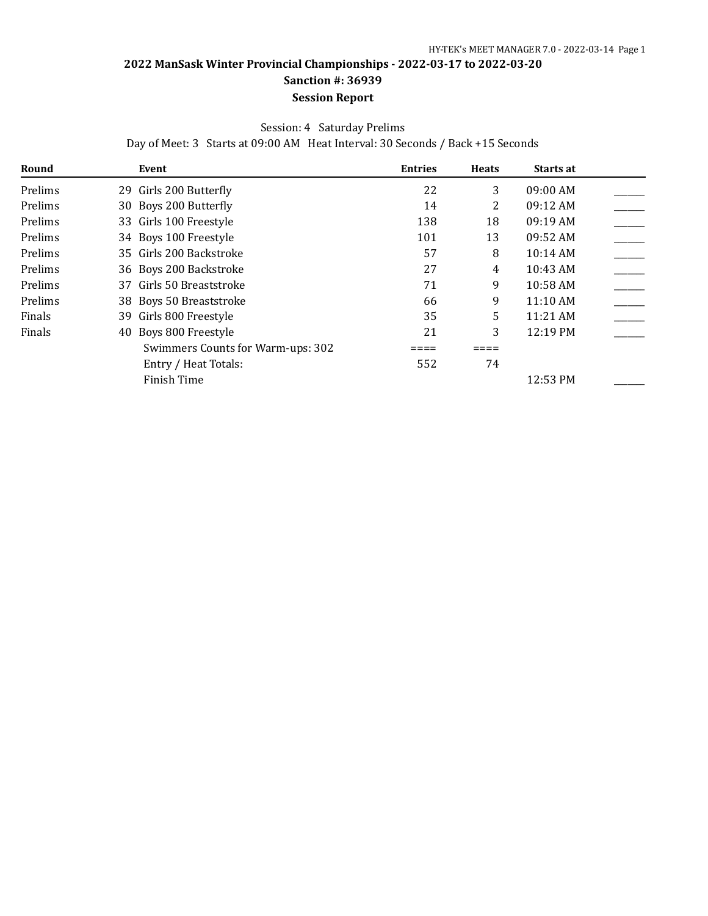## 2022 ManSask Winter Provincial Championships - 2022-03-17 to 2022-03-20

### Sanction #: 36939

### Session Report

Session: 4 Saturday Prelims

Day of Meet: 3 Starts at 09:00 AM Heat Interval: 30 Seconds / Back +15 Seconds

| Round | Event | Entries | Heats | Starts at | |
|---|---|---|---|---|---|
| Prelims | 29 Girls 200 Butterfly | 22 | 3 | 09:00 AM | ______ |
| Prelims | 30 Boys 200 Butterfly | 14 | 2 | 09:12 AM | ______ |
| Prelims | 33 Girls 100 Freestyle | 138 | 18 | 09:19 AM | ______ |
| Prelims | 34 Boys 100 Freestyle | 101 | 13 | 09:52 AM | ______ |
| Prelims | 35 Girls 200 Backstroke | 57 | 8 | 10:14 AM | ______ |
| Prelims | 36 Boys 200 Backstroke | 27 | 4 | 10:43 AM | ______ |
| Prelims | 37 Girls 50 Breaststroke | 71 | 9 | 10:58 AM | ______ |
| Prelims | 38 Boys 50 Breaststroke | 66 | 9 | 11:10 AM | ______ |
| Finals | 39 Girls 800 Freestyle | 35 | 5 | 11:21 AM | ______ |
| Finals | 40 Boys 800 Freestyle | 21 | 3 | 12:19 PM | ______ |
| | Swimmers Counts for Warm-ups: 302 | ==== | ==== | | |
| | Entry / Heat Totals: | 552 | 74 | | |
| | Finish Time | | | 12:53 PM | ______ |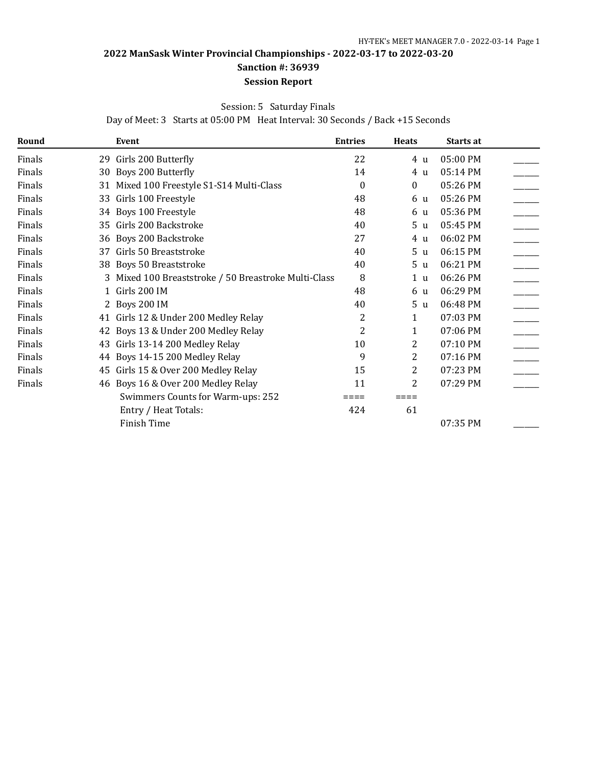## 2022 ManSask Winter Provincial Championships - 2022-03-17 to 2022-03-20

### Sanction #: 36939

### Session Report

Session: 5 Saturday Finals

Day of Meet: 3 Starts at 05:00 PM Heat Interval: 30 Seconds / Back +15 Seconds

| Round | | Event | Entries | Heats | | Starts at | |
|---|---|---|---|---|---|---|---|
| Finals | 29 | Girls 200 Butterfly | 22 | 4 | u | 05:00 PM | ______ |
| Finals | 30 | Boys 200 Butterfly | 14 | 4 | u | 05:14 PM | ______ |
| Finals | 31 | Mixed 100 Freestyle S1-S14 Multi-Class | 0 | 0 | | 05:26 PM | ______ |
| Finals | 33 | Girls 100 Freestyle | 48 | 6 | u | 05:26 PM | ______ |
| Finals | 34 | Boys 100 Freestyle | 48 | 6 | u | 05:36 PM | ______ |
| Finals | 35 | Girls 200 Backstroke | 40 | 5 | u | 05:45 PM | ______ |
| Finals | 36 | Boys 200 Backstroke | 27 | 4 | u | 06:02 PM | ______ |
| Finals | 37 | Girls 50 Breaststroke | 40 | 5 | u | 06:15 PM | ______ |
| Finals | 38 | Boys 50 Breaststroke | 40 | 5 | u | 06:21 PM | ______ |
| Finals | 3 | Mixed 100 Breaststroke / 50 Breastroke Multi-Class | 8 | 1 | u | 06:26 PM | ______ |
| Finals | 1 | Girls 200 IM | 48 | 6 | u | 06:29 PM | ______ |
| Finals | 2 | Boys 200 IM | 40 | 5 | u | 06:48 PM | ______ |
| Finals | 41 | Girls 12 & Under 200 Medley Relay | 2 | 1 | | 07:03 PM | ______ |
| Finals | 42 | Boys 13 & Under 200 Medley Relay | 2 | 1 | | 07:06 PM | ______ |
| Finals | 43 | Girls 13-14 200 Medley Relay | 10 | 2 | | 07:10 PM | ______ |
| Finals | 44 | Boys 14-15 200 Medley Relay | 9 | 2 | | 07:16 PM | ______ |
| Finals | 45 | Girls 15 & Over 200 Medley Relay | 15 | 2 | | 07:23 PM | ______ |
| Finals | 46 | Boys 16 & Over 200 Medley Relay | 11 | 2 | | 07:29 PM | ______ |
| | | Swimmers Counts for Warm-ups: 252 | ==== | ==== | | | |
| | | Entry / Heat Totals: | 424 | 61 | | | |
| | | Finish Time | | | | 07:35 PM | ______ |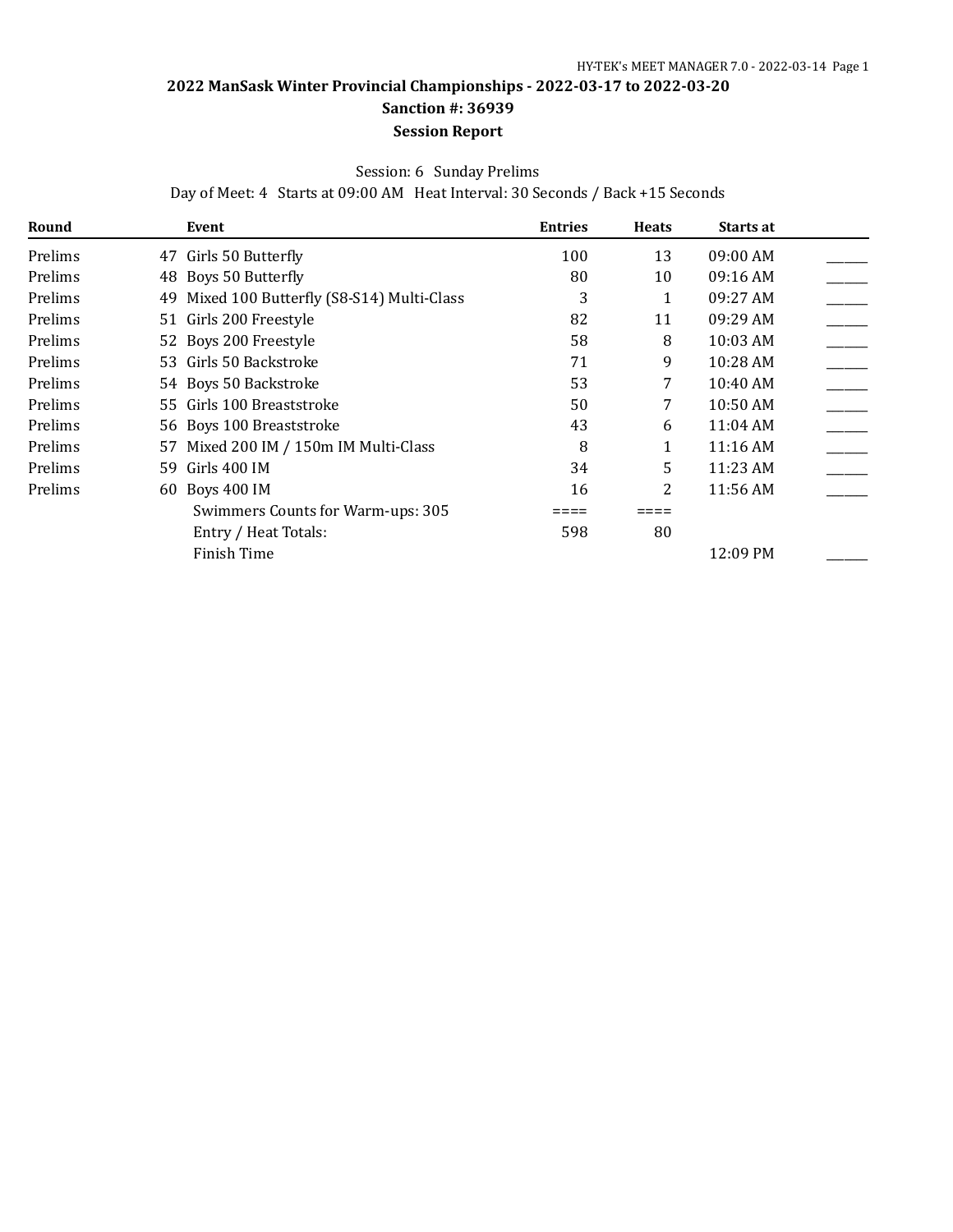## 2022 ManSask Winter Provincial Championships - 2022-03-17 to 2022-03-20

### Sanction #: 36939

### Session Report

Session: 6 Sunday Prelims

Day of Meet: 4 Starts at 09:00 AM Heat Interval: 30 Seconds / Back +15 Seconds

| Round | Event | Entries | Heats | Starts at | |
|---|---|---|---|---|---|
| Prelims | 47 Girls 50 Butterfly | 100 | 13 | 09:00 AM | ______ |
| Prelims | 48 Boys 50 Butterfly | 80 | 10 | 09:16 AM | ______ |
| Prelims | 49 Mixed 100 Butterfly (S8-S14) Multi-Class | 3 | 1 | 09:27 AM | ______ |
| Prelims | 51 Girls 200 Freestyle | 82 | 11 | 09:29 AM | ______ |
| Prelims | 52 Boys 200 Freestyle | 58 | 8 | 10:03 AM | ______ |
| Prelims | 53 Girls 50 Backstroke | 71 | 9 | 10:28 AM | ______ |
| Prelims | 54 Boys 50 Backstroke | 53 | 7 | 10:40 AM | ______ |
| Prelims | 55 Girls 100 Breaststroke | 50 | 7 | 10:50 AM | ______ |
| Prelims | 56 Boys 100 Breaststroke | 43 | 6 | 11:04 AM | ______ |
| Prelims | 57 Mixed 200 IM / 150m IM Multi-Class | 8 | 1 | 11:16 AM | ______ |
| Prelims | 59 Girls 400 IM | 34 | 5 | 11:23 AM | ______ |
| Prelims | 60 Boys 400 IM | 16 | 2 | 11:56 AM | ______ |
| | Swimmers Counts for Warm-ups: 305 | ==== | ==== | | |
| | Entry / Heat Totals: | 598 | 80 | | |
| | Finish Time | | | 12:09 PM | ______ |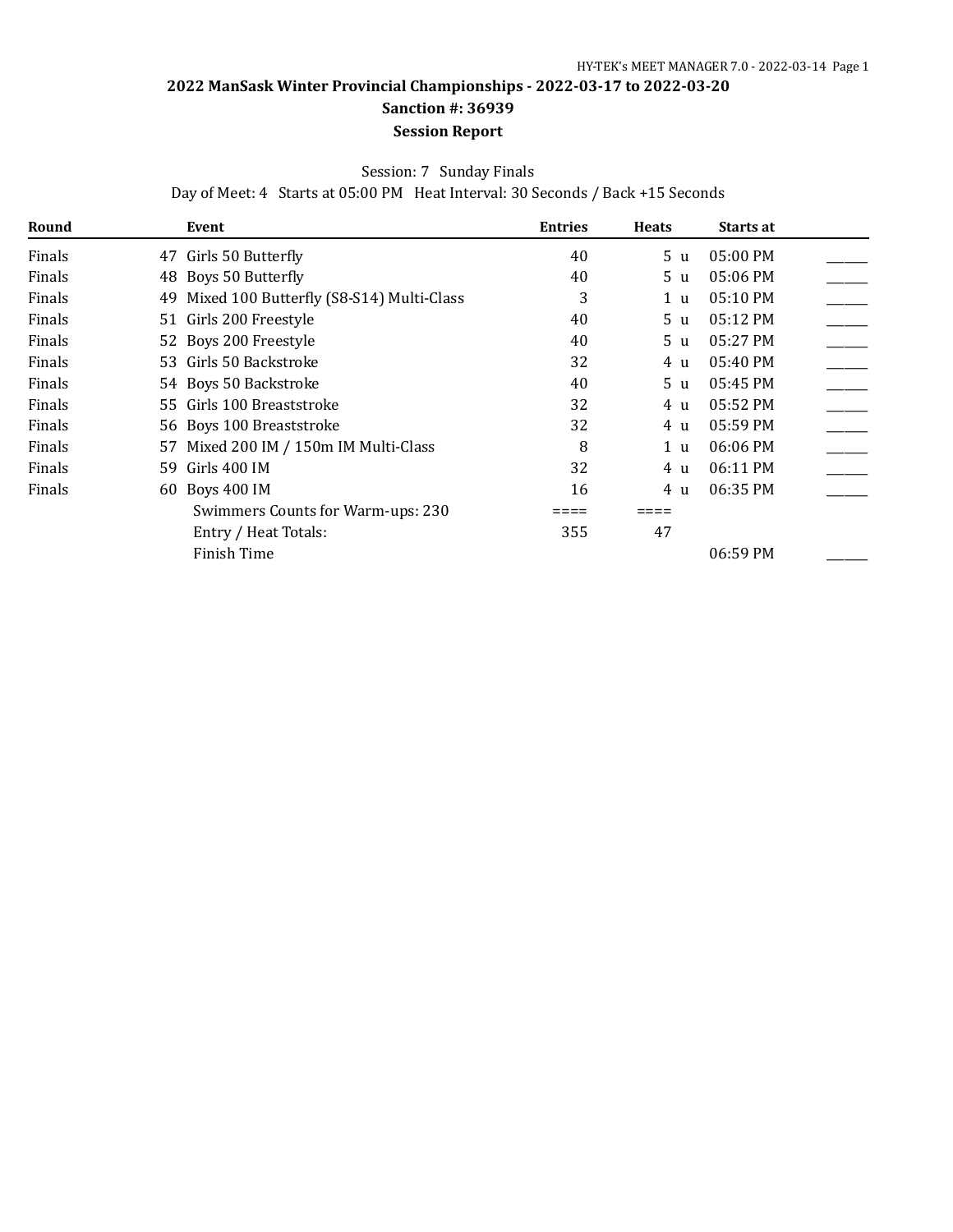## 2022 ManSask Winter Provincial Championships - 2022-03-17 to 2022-03-20

### Sanction #: 36939

### Session Report

Session: 7 Sunday Finals

Day of Meet: 4 Starts at 05:00 PM Heat Interval: 30 Seconds / Back +15 Seconds

| Round | Event | Entries | Heats | Starts at | |
|---|---|---|---|---|---|
| Finals | 47 Girls 50 Butterfly | 40 | 5 u | 05:00 PM | ______ |
| Finals | 48 Boys 50 Butterfly | 40 | 5 u | 05:06 PM | ______ |
| Finals | 49 Mixed 100 Butterfly (S8-S14) Multi-Class | 3 | 1 u | 05:10 PM | ______ |
| Finals | 51 Girls 200 Freestyle | 40 | 5 u | 05:12 PM | ______ |
| Finals | 52 Boys 200 Freestyle | 40 | 5 u | 05:27 PM | ______ |
| Finals | 53 Girls 50 Backstroke | 32 | 4 u | 05:40 PM | ______ |
| Finals | 54 Boys 50 Backstroke | 40 | 5 u | 05:45 PM | ______ |
| Finals | 55 Girls 100 Breaststroke | 32 | 4 u | 05:52 PM | ______ |
| Finals | 56 Boys 100 Breaststroke | 32 | 4 u | 05:59 PM | ______ |
| Finals | 57 Mixed 200 IM / 150m IM Multi-Class | 8 | 1 u | 06:06 PM | ______ |
| Finals | 59 Girls 400 IM | 32 | 4 u | 06:11 PM | ______ |
| Finals | 60 Boys 400 IM | 16 | 4 u | 06:35 PM | ______ |
| | Swimmers Counts for Warm-ups: 230 | ==== | ==== | | |
| | Entry / Heat Totals: | 355 | 47 | | |
| | Finish Time | | | 06:59 PM | ______ |